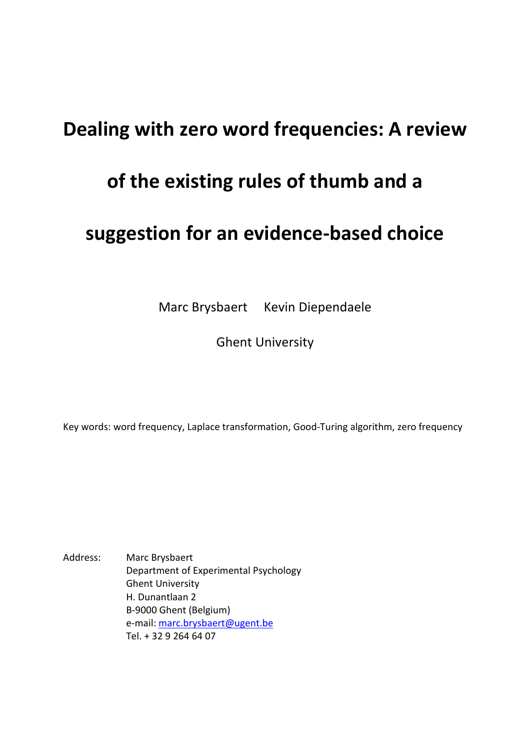# Dealing with zero word frequencies: A review of the existing rules of thumb and a suggestion for an evidence-based choice

Marc Brysbaert     Kevin Diependaele

Ghent University

Key words: word frequency, Laplace transformation, Good-Turing algorithm, zero frequency

Address: Marc Brysbaert
Department of Experimental Psychology
Ghent University
H. Dunantlaan 2
B-9000 Ghent (Belgium)
e-mail: marc.brysbaert@ugent.be
Tel. + 32 9 264 64 07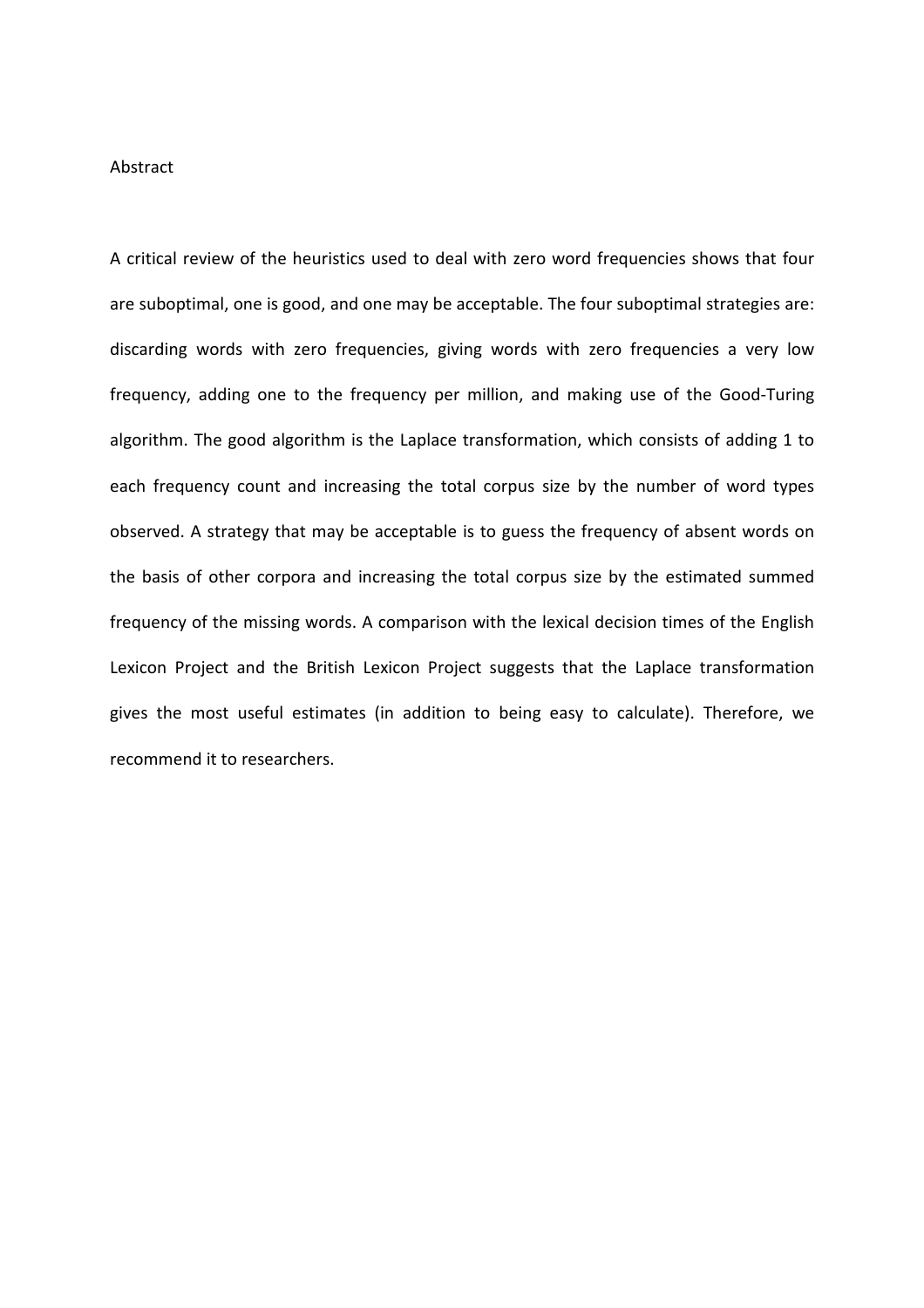# Abstract

A critical review of the heuristics used to deal with zero word frequencies shows that four are suboptimal, one is good, and one may be acceptable. The four suboptimal strategies are: discarding words with zero frequencies, giving words with zero frequencies a very low frequency, adding one to the frequency per million, and making use of the Good-Turing algorithm. The good algorithm is the Laplace transformation, which consists of adding 1 to each frequency count and increasing the total corpus size by the number of word types observed. A strategy that may be acceptable is to guess the frequency of absent words on the basis of other corpora and increasing the total corpus size by the estimated summed frequency of the missing words. A comparison with the lexical decision times of the English Lexicon Project and the British Lexicon Project suggests that the Laplace transformation gives the most useful estimates (in addition to being easy to calculate). Therefore, we recommend it to researchers.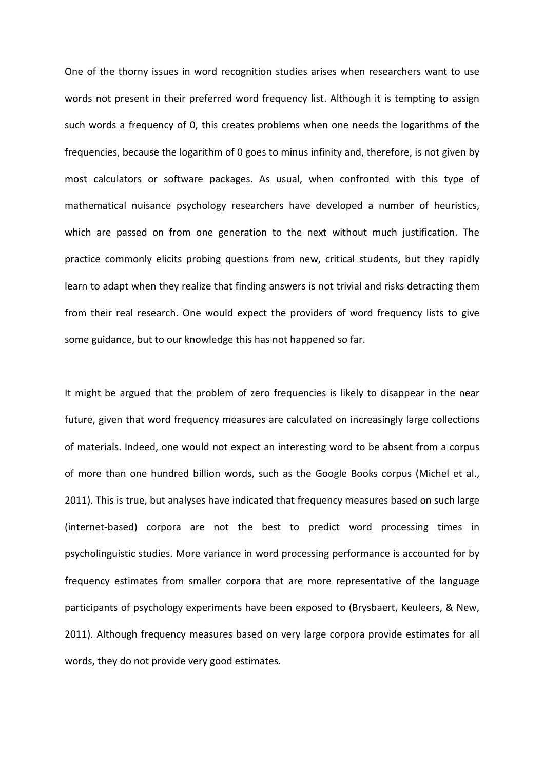One of the thorny issues in word recognition studies arises when researchers want to use words not present in their preferred word frequency list. Although it is tempting to assign such words a frequency of 0, this creates problems when one needs the logarithms of the frequencies, because the logarithm of 0 goes to minus infinity and, therefore, is not given by most calculators or software packages. As usual, when confronted with this type of mathematical nuisance psychology researchers have developed a number of heuristics, which are passed on from one generation to the next without much justification. The practice commonly elicits probing questions from new, critical students, but they rapidly learn to adapt when they realize that finding answers is not trivial and risks detracting them from their real research. One would expect the providers of word frequency lists to give some guidance, but to our knowledge this has not happened so far.

It might be argued that the problem of zero frequencies is likely to disappear in the near future, given that word frequency measures are calculated on increasingly large collections of materials. Indeed, one would not expect an interesting word to be absent from a corpus of more than one hundred billion words, such as the Google Books corpus (Michel et al., 2011). This is true, but analyses have indicated that frequency measures based on such large (internet-based) corpora are not the best to predict word processing times in psycholinguistic studies. More variance in word processing performance is accounted for by frequency estimates from smaller corpora that are more representative of the language participants of psychology experiments have been exposed to (Brysbaert, Keuleers, & New, 2011). Although frequency measures based on very large corpora provide estimates for all words, they do not provide very good estimates.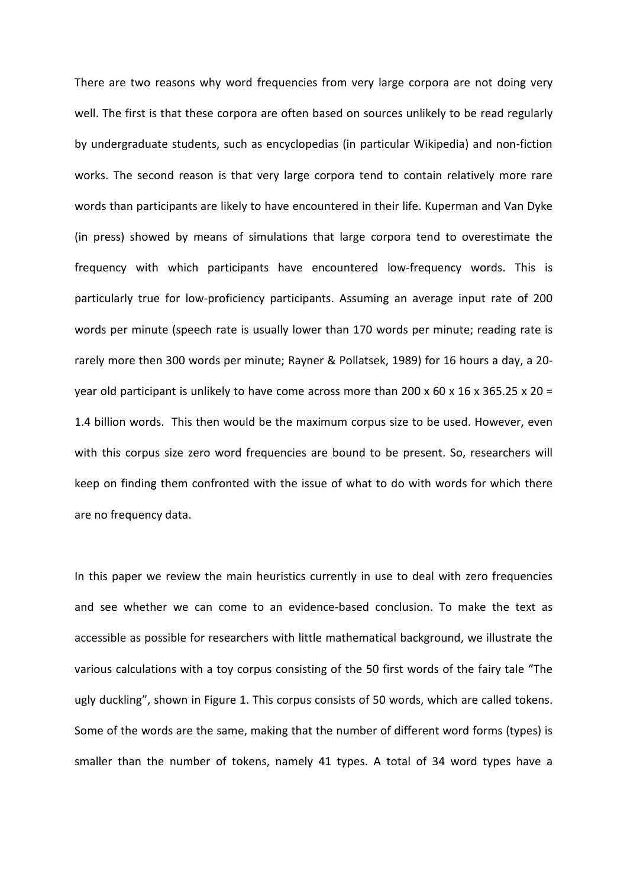There are two reasons why word frequencies from very large corpora are not doing very well. The first is that these corpora are often based on sources unlikely to be read regularly by undergraduate students, such as encyclopedias (in particular Wikipedia) and non-fiction works. The second reason is that very large corpora tend to contain relatively more rare words than participants are likely to have encountered in their life. Kuperman and Van Dyke (in press) showed by means of simulations that large corpora tend to overestimate the frequency with which participants have encountered low-frequency words. This is particularly true for low-proficiency participants. Assuming an average input rate of 200 words per minute (speech rate is usually lower than 170 words per minute; reading rate is rarely more then 300 words per minute; Rayner & Pollatsek, 1989) for 16 hours a day, a 20-year old participant is unlikely to have come across more than 200 x 60 x 16 x 365.25 x 20 = 1.4 billion words. This then would be the maximum corpus size to be used. However, even with this corpus size zero word frequencies are bound to be present. So, researchers will keep on finding them confronted with the issue of what to do with words for which there are no frequency data.

In this paper we review the main heuristics currently in use to deal with zero frequencies and see whether we can come to an evidence-based conclusion. To make the text as accessible as possible for researchers with little mathematical background, we illustrate the various calculations with a toy corpus consisting of the 50 first words of the fairy tale "The ugly duckling", shown in Figure 1. This corpus consists of 50 words, which are called tokens. Some of the words are the same, making that the number of different word forms (types) is smaller than the number of tokens, namely 41 types. A total of 34 word types have a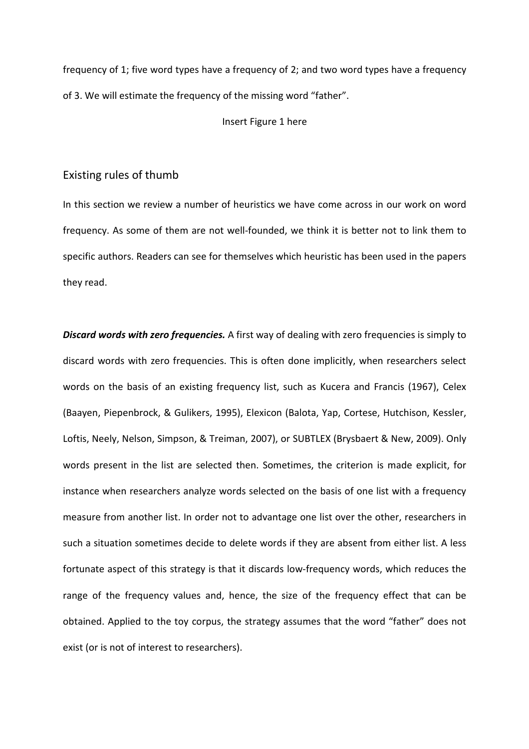frequency of 1; five word types have a frequency of 2; and two word types have a frequency of 3. We will estimate the frequency of the missing word "father".

Insert Figure 1 here

## Existing rules of thumb

In this section we review a number of heuristics we have come across in our work on word frequency. As some of them are not well-founded, we think it is better not to link them to specific authors. Readers can see for themselves which heuristic has been used in the papers they read.

***Discard words with zero frequencies.*** A first way of dealing with zero frequencies is simply to discard words with zero frequencies. This is often done implicitly, when researchers select words on the basis of an existing frequency list, such as Kucera and Francis (1967), Celex (Baayen, Piepenbrock, & Gulikers, 1995), Elexicon (Balota, Yap, Cortese, Hutchison, Kessler, Loftis, Neely, Nelson, Simpson, & Treiman, 2007), or SUBTLEX (Brysbaert & New, 2009). Only words present in the list are selected then. Sometimes, the criterion is made explicit, for instance when researchers analyze words selected on the basis of one list with a frequency measure from another list. In order not to advantage one list over the other, researchers in such a situation sometimes decide to delete words if they are absent from either list. A less fortunate aspect of this strategy is that it discards low-frequency words, which reduces the range of the frequency values and, hence, the size of the frequency effect that can be obtained. Applied to the toy corpus, the strategy assumes that the word "father" does not exist (or is not of interest to researchers).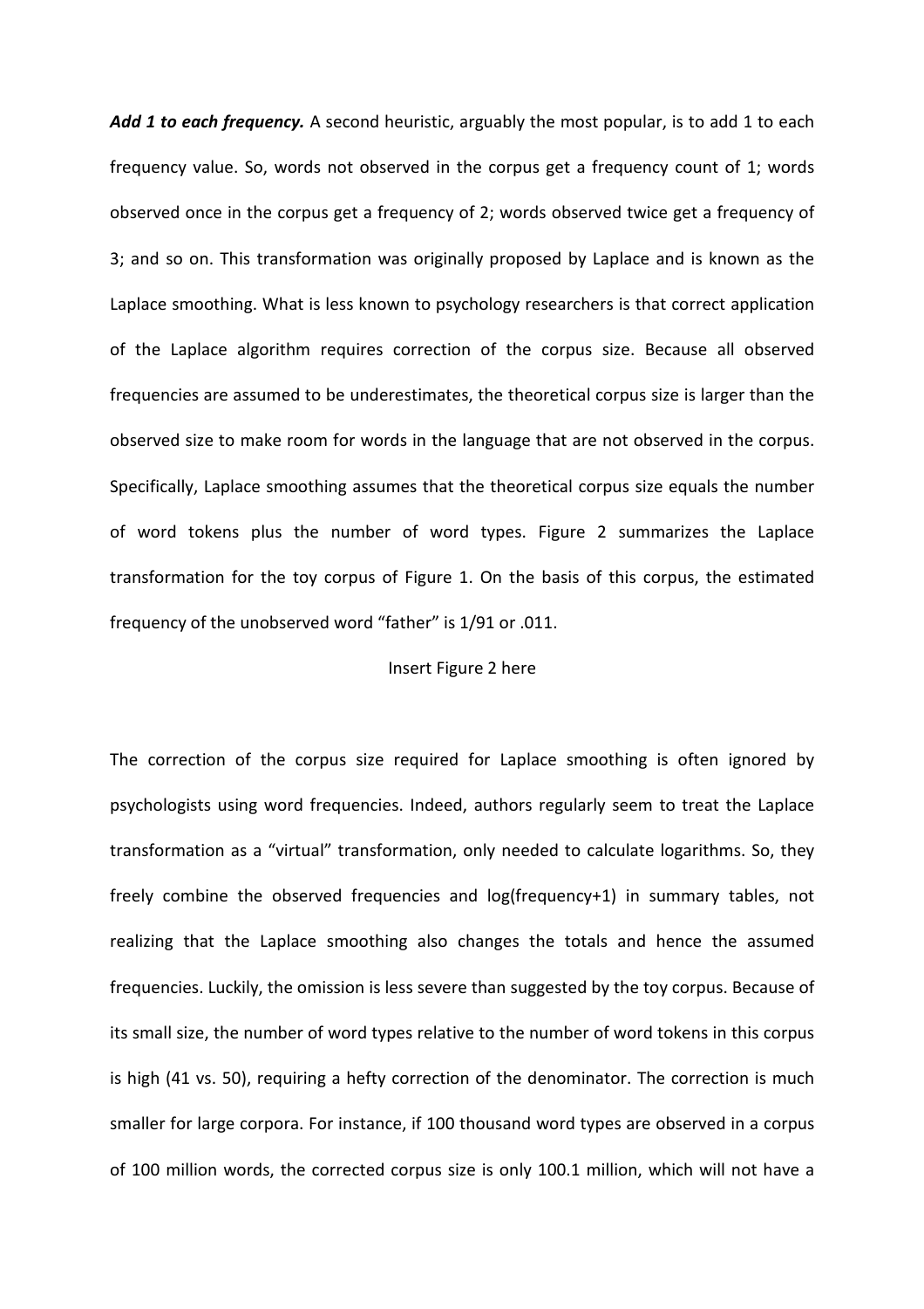***Add 1 to each frequency.*** A second heuristic, arguably the most popular, is to add 1 to each frequency value. So, words not observed in the corpus get a frequency count of 1; words observed once in the corpus get a frequency of 2; words observed twice get a frequency of 3; and so on. This transformation was originally proposed by Laplace and is known as the Laplace smoothing. What is less known to psychology researchers is that correct application of the Laplace algorithm requires correction of the corpus size. Because all observed frequencies are assumed to be underestimates, the theoretical corpus size is larger than the observed size to make room for words in the language that are not observed in the corpus. Specifically, Laplace smoothing assumes that the theoretical corpus size equals the number of word tokens plus the number of word types. Figure 2 summarizes the Laplace transformation for the toy corpus of Figure 1. On the basis of this corpus, the estimated frequency of the unobserved word "father" is 1/91 or .011.

Insert Figure 2 here

The correction of the corpus size required for Laplace smoothing is often ignored by psychologists using word frequencies. Indeed, authors regularly seem to treat the Laplace transformation as a "virtual" transformation, only needed to calculate logarithms. So, they freely combine the observed frequencies and log(frequency+1) in summary tables, not realizing that the Laplace smoothing also changes the totals and hence the assumed frequencies. Luckily, the omission is less severe than suggested by the toy corpus. Because of its small size, the number of word types relative to the number of word tokens in this corpus is high (41 vs. 50), requiring a hefty correction of the denominator. The correction is much smaller for large corpora. For instance, if 100 thousand word types are observed in a corpus of 100 million words, the corrected corpus size is only 100.1 million, which will not have a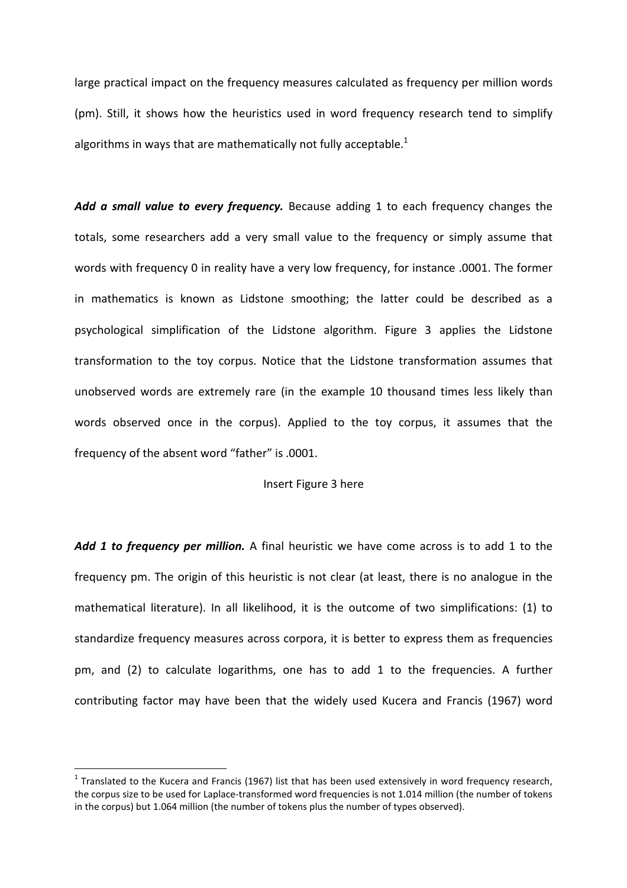large practical impact on the frequency measures calculated as frequency per million words (pm). Still, it shows how the heuristics used in word frequency research tend to simplify algorithms in ways that are mathematically not fully acceptable.[1]

***Add a small value to every frequency.*** Because adding 1 to each frequency changes the totals, some researchers add a very small value to the frequency or simply assume that words with frequency 0 in reality have a very low frequency, for instance .0001. The former in mathematics is known as Lidstone smoothing; the latter could be described as a psychological simplification of the Lidstone algorithm. Figure 3 applies the Lidstone transformation to the toy corpus. Notice that the Lidstone transformation assumes that unobserved words are extremely rare (in the example 10 thousand times less likely than words observed once in the corpus). Applied to the toy corpus, it assumes that the frequency of the absent word "father" is .0001.

Insert Figure 3 here

***Add 1 to frequency per million.*** A final heuristic we have come across is to add 1 to the frequency pm. The origin of this heuristic is not clear (at least, there is no analogue in the mathematical literature). In all likelihood, it is the outcome of two simplifications: (1) to standardize frequency measures across corpora, it is better to express them as frequencies pm, and (2) to calculate logarithms, one has to add 1 to the frequencies. A further contributing factor may have been that the widely used Kucera and Francis (1967) word

---

[1] Translated to the Kucera and Francis (1967) list that has been used extensively in word frequency research, the corpus size to be used for Laplace-transformed word frequencies is not 1.014 million (the number of tokens in the corpus) but 1.064 million (the number of tokens plus the number of types observed).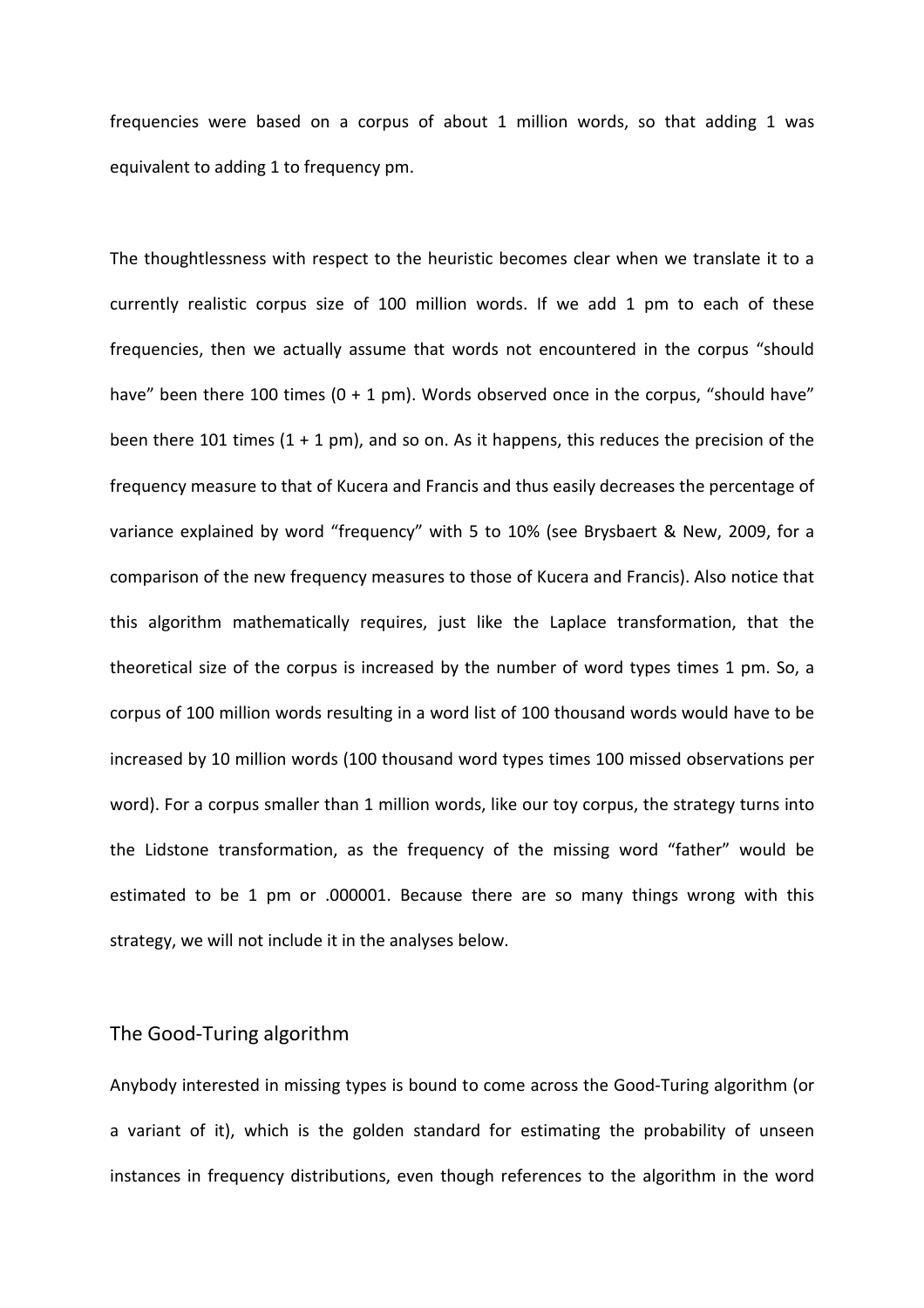frequencies were based on a corpus of about 1 million words, so that adding 1 was equivalent to adding 1 to frequency pm.

The thoughtlessness with respect to the heuristic becomes clear when we translate it to a currently realistic corpus size of 100 million words. If we add 1 pm to each of these frequencies, then we actually assume that words not encountered in the corpus "should have" been there 100 times (0 + 1 pm). Words observed once in the corpus, "should have" been there 101 times (1 + 1 pm), and so on. As it happens, this reduces the precision of the frequency measure to that of Kucera and Francis and thus easily decreases the percentage of variance explained by word "frequency" with 5 to 10% (see Brysbaert & New, 2009, for a comparison of the new frequency measures to those of Kucera and Francis). Also notice that this algorithm mathematically requires, just like the Laplace transformation, that the theoretical size of the corpus is increased by the number of word types times 1 pm. So, a corpus of 100 million words resulting in a word list of 100 thousand words would have to be increased by 10 million words (100 thousand word types times 100 missed observations per word). For a corpus smaller than 1 million words, like our toy corpus, the strategy turns into the Lidstone transformation, as the frequency of the missing word "father" would be estimated to be 1 pm or .000001. Because there are so many things wrong with this strategy, we will not include it in the analyses below.

## The Good-Turing algorithm

Anybody interested in missing types is bound to come across the Good-Turing algorithm (or a variant of it), which is the golden standard for estimating the probability of unseen instances in frequency distributions, even though references to the algorithm in the word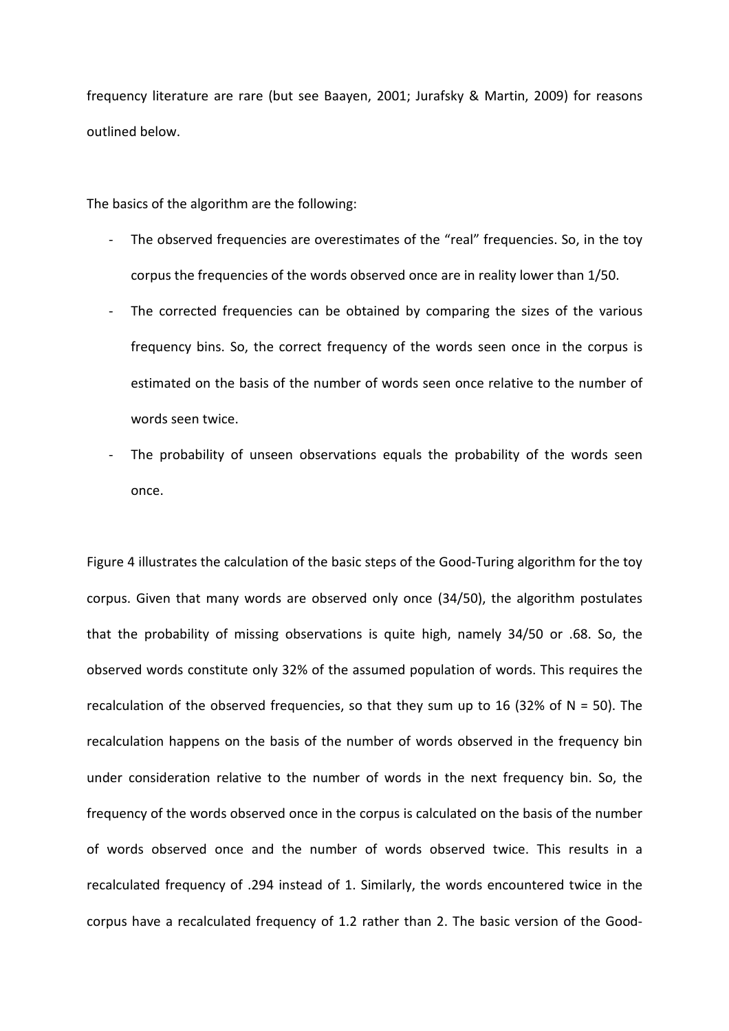frequency literature are rare (but see Baayen, 2001; Jurafsky & Martin, 2009) for reasons outlined below.

The basics of the algorithm are the following:

- The observed frequencies are overestimates of the “real” frequencies. So, in the toy corpus the frequencies of the words observed once are in reality lower than 1/50.
- The corrected frequencies can be obtained by comparing the sizes of the various frequency bins. So, the correct frequency of the words seen once in the corpus is estimated on the basis of the number of words seen once relative to the number of words seen twice.
- The probability of unseen observations equals the probability of the words seen once.

Figure 4 illustrates the calculation of the basic steps of the Good-Turing algorithm for the toy corpus. Given that many words are observed only once (34/50), the algorithm postulates that the probability of missing observations is quite high, namely 34/50 or .68. So, the observed words constitute only 32% of the assumed population of words. This requires the recalculation of the observed frequencies, so that they sum up to 16 (32% of N = 50). The recalculation happens on the basis of the number of words observed in the frequency bin under consideration relative to the number of words in the next frequency bin. So, the frequency of the words observed once in the corpus is calculated on the basis of the number of words observed once and the number of words observed twice. This results in a recalculated frequency of .294 instead of 1. Similarly, the words encountered twice in the corpus have a recalculated frequency of 1.2 rather than 2. The basic version of the Good-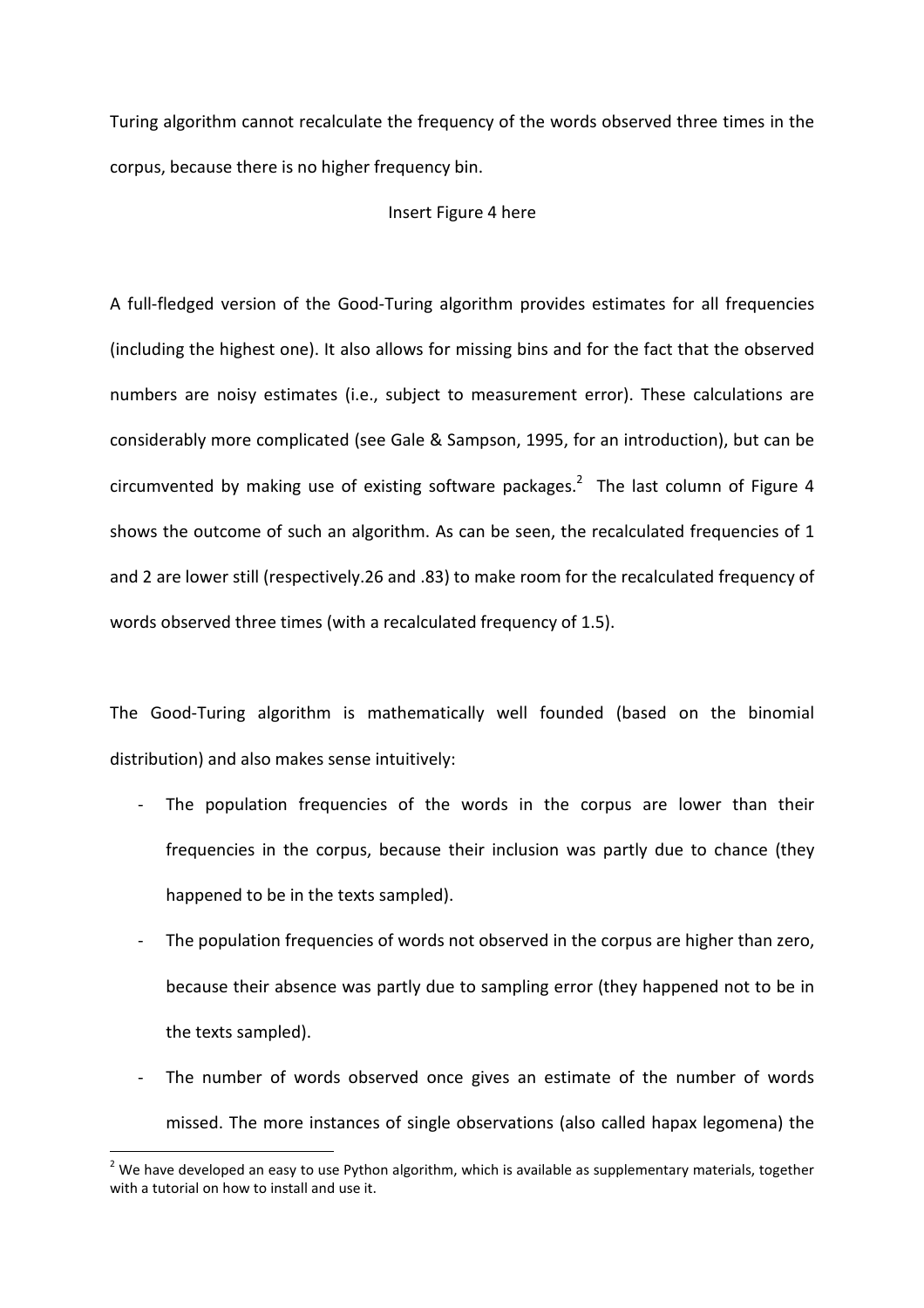Turing algorithm cannot recalculate the frequency of the words observed three times in the corpus, because there is no higher frequency bin.

Insert Figure 4 here

A full-fledged version of the Good-Turing algorithm provides estimates for all frequencies (including the highest one). It also allows for missing bins and for the fact that the observed numbers are noisy estimates (i.e., subject to measurement error). These calculations are considerably more complicated (see Gale & Sampson, 1995, for an introduction), but can be circumvented by making use of existing software packages.[2] The last column of Figure 4 shows the outcome of such an algorithm. As can be seen, the recalculated frequencies of 1 and 2 are lower still (respectively.26 and .83) to make room for the recalculated frequency of words observed three times (with a recalculated frequency of 1.5).

The Good-Turing algorithm is mathematically well founded (based on the binomial distribution) and also makes sense intuitively:

- The population frequencies of the words in the corpus are lower than their frequencies in the corpus, because their inclusion was partly due to chance (they happened to be in the texts sampled).
- The population frequencies of words not observed in the corpus are higher than zero, because their absence was partly due to sampling error (they happened not to be in the texts sampled).
- The number of words observed once gives an estimate of the number of words missed. The more instances of single observations (also called hapax legomena) the

[2] We have developed an easy to use Python algorithm, which is available as supplementary materials, together with a tutorial on how to install and use it.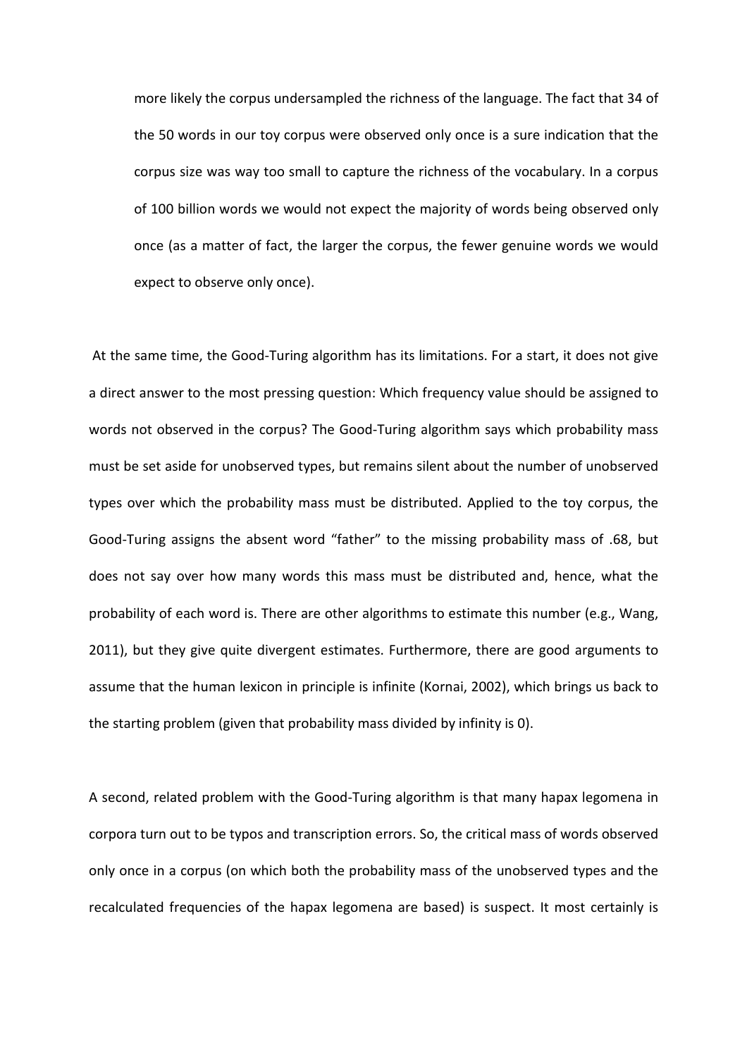more likely the corpus undersampled the richness of the language. The fact that 34 of the 50 words in our toy corpus were observed only once is a sure indication that the corpus size was way too small to capture the richness of the vocabulary. In a corpus of 100 billion words we would not expect the majority of words being observed only once (as a matter of fact, the larger the corpus, the fewer genuine words we would expect to observe only once).

At the same time, the Good-Turing algorithm has its limitations. For a start, it does not give a direct answer to the most pressing question: Which frequency value should be assigned to words not observed in the corpus? The Good-Turing algorithm says which probability mass must be set aside for unobserved types, but remains silent about the number of unobserved types over which the probability mass must be distributed. Applied to the toy corpus, the Good-Turing assigns the absent word "father" to the missing probability mass of .68, but does not say over how many words this mass must be distributed and, hence, what the probability of each word is. There are other algorithms to estimate this number (e.g., Wang, 2011), but they give quite divergent estimates. Furthermore, there are good arguments to assume that the human lexicon in principle is infinite (Kornai, 2002), which brings us back to the starting problem (given that probability mass divided by infinity is 0).

A second, related problem with the Good-Turing algorithm is that many hapax legomena in corpora turn out to be typos and transcription errors. So, the critical mass of words observed only once in a corpus (on which both the probability mass of the unobserved types and the recalculated frequencies of the hapax legomena are based) is suspect. It most certainly is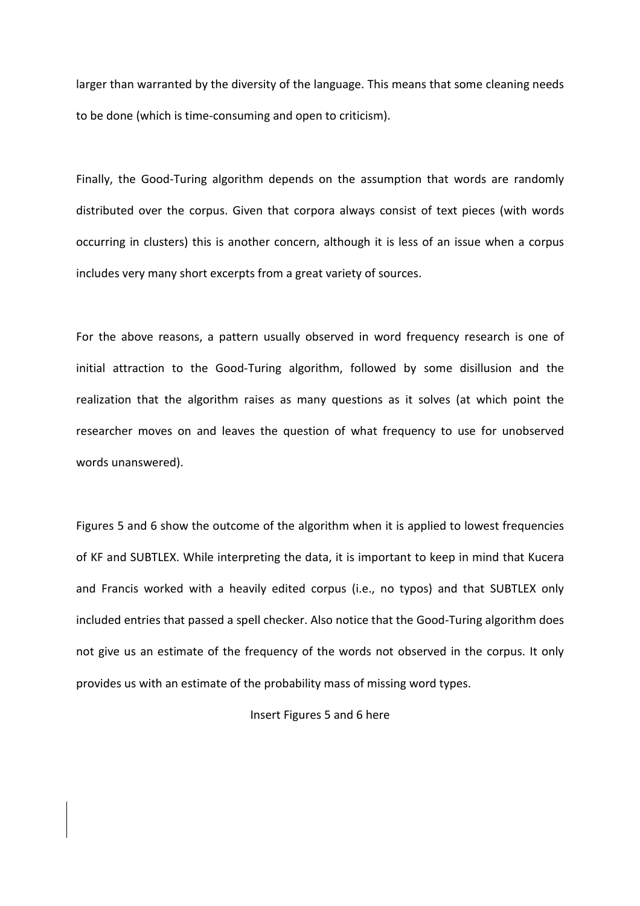larger than warranted by the diversity of the language. This means that some cleaning needs to be done (which is time-consuming and open to criticism).

Finally, the Good-Turing algorithm depends on the assumption that words are randomly distributed over the corpus. Given that corpora always consist of text pieces (with words occurring in clusters) this is another concern, although it is less of an issue when a corpus includes very many short excerpts from a great variety of sources.

For the above reasons, a pattern usually observed in word frequency research is one of initial attraction to the Good-Turing algorithm, followed by some disillusion and the realization that the algorithm raises as many questions as it solves (at which point the researcher moves on and leaves the question of what frequency to use for unobserved words unanswered).

Figures 5 and 6 show the outcome of the algorithm when it is applied to lowest frequencies of KF and SUBTLEX. While interpreting the data, it is important to keep in mind that Kucera and Francis worked with a heavily edited corpus (i.e., no typos) and that SUBTLEX only included entries that passed a spell checker. Also notice that the Good-Turing algorithm does not give us an estimate of the frequency of the words not observed in the corpus. It only provides us with an estimate of the probability mass of missing word types.

Insert Figures 5 and 6 here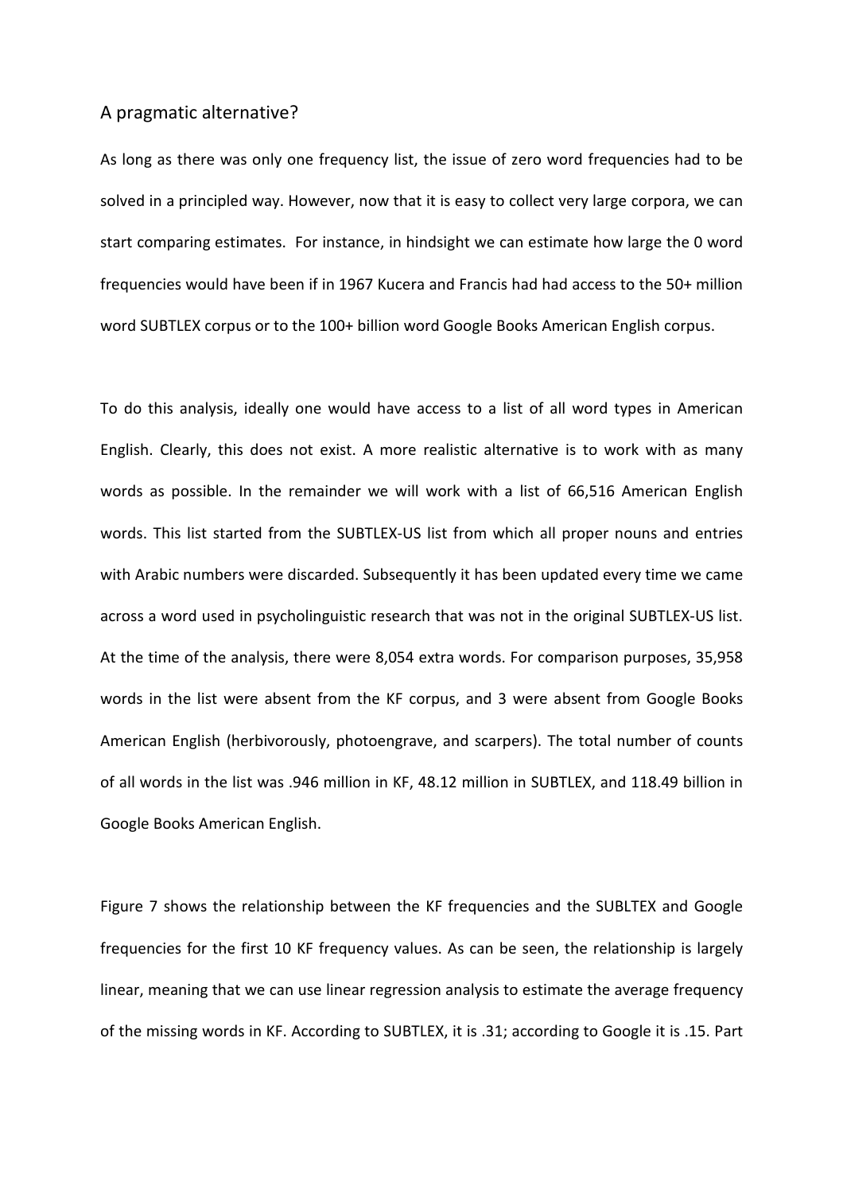## A pragmatic alternative?

As long as there was only one frequency list, the issue of zero word frequencies had to be solved in a principled way. However, now that it is easy to collect very large corpora, we can start comparing estimates. For instance, in hindsight we can estimate how large the 0 word frequencies would have been if in 1967 Kucera and Francis had had access to the 50+ million word SUBTLEX corpus or to the 100+ billion word Google Books American English corpus.

To do this analysis, ideally one would have access to a list of all word types in American English. Clearly, this does not exist. A more realistic alternative is to work with as many words as possible. In the remainder we will work with a list of 66,516 American English words. This list started from the SUBTLEX-US list from which all proper nouns and entries with Arabic numbers were discarded. Subsequently it has been updated every time we came across a word used in psycholinguistic research that was not in the original SUBTLEX-US list. At the time of the analysis, there were 8,054 extra words. For comparison purposes, 35,958 words in the list were absent from the KF corpus, and 3 were absent from Google Books American English (herbivorously, photoengrave, and scarpers). The total number of counts of all words in the list was .946 million in KF, 48.12 million in SUBTLEX, and 118.49 billion in Google Books American English.

Figure 7 shows the relationship between the KF frequencies and the SUBLTEX and Google frequencies for the first 10 KF frequency values. As can be seen, the relationship is largely linear, meaning that we can use linear regression analysis to estimate the average frequency of the missing words in KF. According to SUBTLEX, it is .31; according to Google it is .15. Part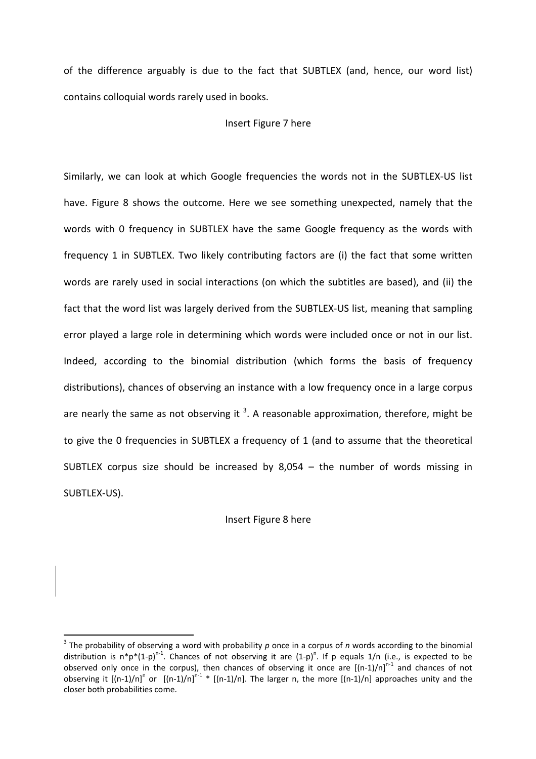of the difference arguably is due to the fact that SUBTLEX (and, hence, our word list) contains colloquial words rarely used in books.

Insert Figure 7 here

Similarly, we can look at which Google frequencies the words not in the SUBTLEX-US list have. Figure 8 shows the outcome. Here we see something unexpected, namely that the words with 0 frequency in SUBTLEX have the same Google frequency as the words with frequency 1 in SUBTLEX. Two likely contributing factors are (i) the fact that some written words are rarely used in social interactions (on which the subtitles are based), and (ii) the fact that the word list was largely derived from the SUBTLEX-US list, meaning that sampling error played a large role in determining which words were included once or not in our list. Indeed, according to the binomial distribution (which forms the basis of frequency distributions), chances of observing an instance with a low frequency once in a large corpus are nearly the same as not observing it [3]. A reasonable approximation, therefore, might be to give the 0 frequencies in SUBTLEX a frequency of 1 (and to assume that the theoretical SUBTLEX corpus size should be increased by 8,054 – the number of words missing in SUBTLEX-US).

Insert Figure 8 here

[3] The probability of observing a word with probability *p* once in a corpus of *n* words according to the binomial distribution is $n*p*(1-p)^{n-1}$. Chances of not observing it are $(1-p)^n$. If p equals 1/n (i.e., is expected to be observed only once in the corpus), then chances of observing it once are $[(n-1)/n]^{n-1}$ and chances of not observing it $[(n-1)/n]^n$ or $[(n-1)/n]^{n-1} * [(n-1)/n]$. The larger n, the more $[(n-1)/n]$ approaches unity and the closer both probabilities come.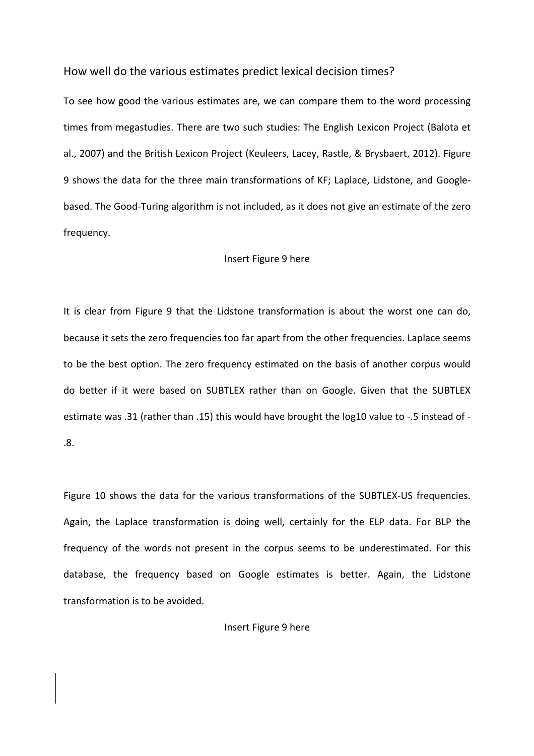## How well do the various estimates predict lexical decision times?

To see how good the various estimates are, we can compare them to the word processing times from megastudies. There are two such studies: The English Lexicon Project (Balota et al., 2007) and the British Lexicon Project (Keuleers, Lacey, Rastle, & Brysbaert, 2012). Figure 9 shows the data for the three main transformations of KF; Laplace, Lidstone, and Google-based. The Good-Turing algorithm is not included, as it does not give an estimate of the zero frequency.

Insert Figure 9 here

It is clear from Figure 9 that the Lidstone transformation is about the worst one can do, because it sets the zero frequencies too far apart from the other frequencies. Laplace seems to be the best option. The zero frequency estimated on the basis of another corpus would do better if it were based on SUBTLEX rather than on Google. Given that the SUBTLEX estimate was .31 (rather than .15) this would have brought the log10 value to -.5 instead of -.8.

Figure 10 shows the data for the various transformations of the SUBTLEX-US frequencies. Again, the Laplace transformation is doing well, certainly for the ELP data. For BLP the frequency of the words not present in the corpus seems to be underestimated. For this database, the frequency based on Google estimates is better. Again, the Lidstone transformation is to be avoided.

Insert Figure 9 here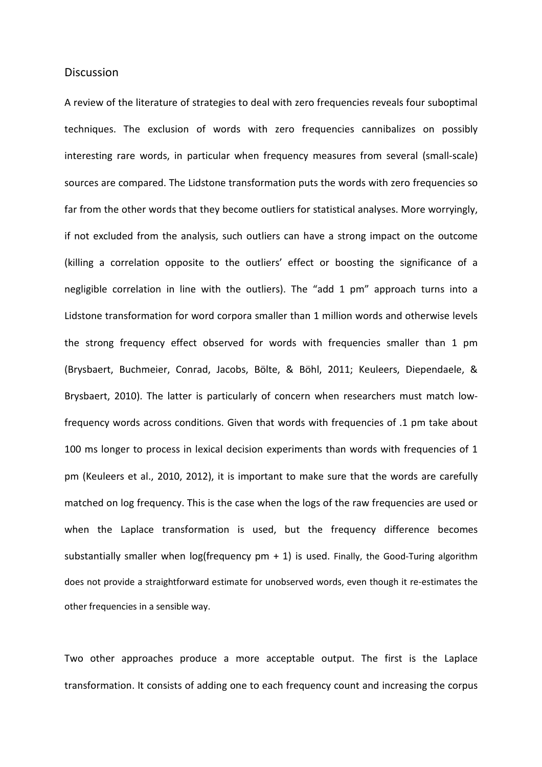## Discussion

A review of the literature of strategies to deal with zero frequencies reveals four suboptimal techniques. The exclusion of words with zero frequencies cannibalizes on possibly interesting rare words, in particular when frequency measures from several (small-scale) sources are compared. The Lidstone transformation puts the words with zero frequencies so far from the other words that they become outliers for statistical analyses. More worryingly, if not excluded from the analysis, such outliers can have a strong impact on the outcome (killing a correlation opposite to the outliers' effect or boosting the significance of a negligible correlation in line with the outliers). The "add 1 pm" approach turns into a Lidstone transformation for word corpora smaller than 1 million words and otherwise levels the strong frequency effect observed for words with frequencies smaller than 1 pm (Brysbaert, Buchmeier, Conrad, Jacobs, Bölte, & Böhl, 2011; Keuleers, Diependaele, & Brysbaert, 2010). The latter is particularly of concern when researchers must match low-frequency words across conditions. Given that words with frequencies of .1 pm take about 100 ms longer to process in lexical decision experiments than words with frequencies of 1 pm (Keuleers et al., 2010, 2012), it is important to make sure that the words are carefully matched on log frequency. This is the case when the logs of the raw frequencies are used or when the Laplace transformation is used, but the frequency difference becomes substantially smaller when log(frequency pm + 1) is used. Finally, the Good-Turing algorithm does not provide a straightforward estimate for unobserved words, even though it re-estimates the other frequencies in a sensible way.

Two other approaches produce a more acceptable output. The first is the Laplace transformation. It consists of adding one to each frequency count and increasing the corpus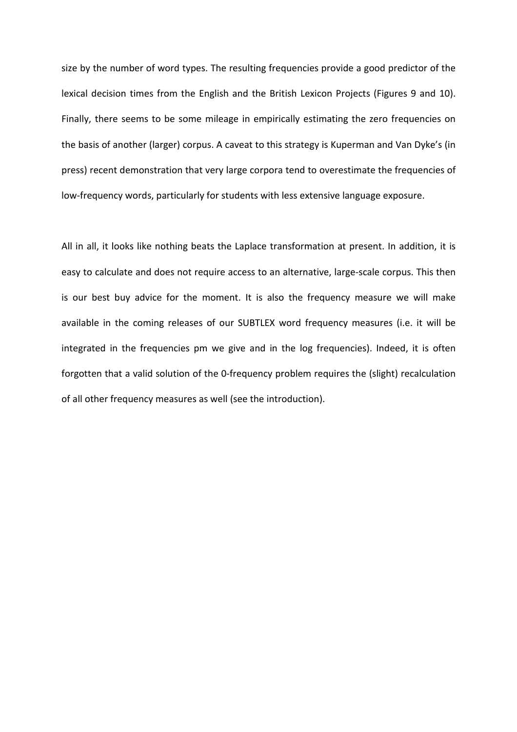size by the number of word types. The resulting frequencies provide a good predictor of the lexical decision times from the English and the British Lexicon Projects (Figures 9 and 10). Finally, there seems to be some mileage in empirically estimating the zero frequencies on the basis of another (larger) corpus. A caveat to this strategy is Kuperman and Van Dyke's (in press) recent demonstration that very large corpora tend to overestimate the frequencies of low-frequency words, particularly for students with less extensive language exposure.

All in all, it looks like nothing beats the Laplace transformation at present. In addition, it is easy to calculate and does not require access to an alternative, large-scale corpus. This then is our best buy advice for the moment. It is also the frequency measure we will make available in the coming releases of our SUBTLEX word frequency measures (i.e. it will be integrated in the frequencies pm we give and in the log frequencies). Indeed, it is often forgotten that a valid solution of the 0-frequency problem requires the (slight) recalculation of all other frequency measures as well (see the introduction).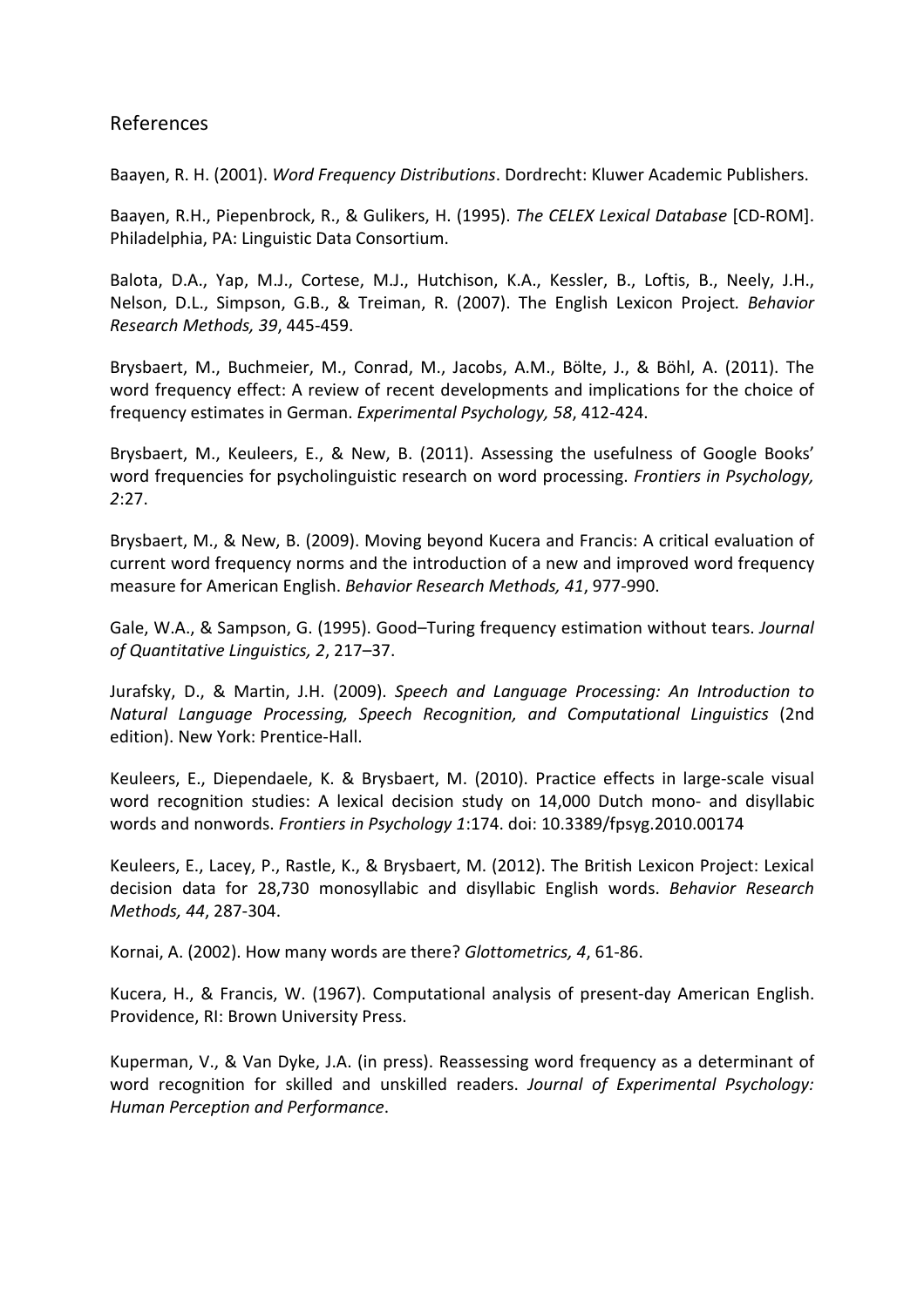## References

Baayen, R. H. (2001). *Word Frequency Distributions*. Dordrecht: Kluwer Academic Publishers.

Baayen, R.H., Piepenbrock, R., & Gulikers, H. (1995). *The CELEX Lexical Database* [CD-ROM]. Philadelphia, PA: Linguistic Data Consortium.

Balota, D.A., Yap, M.J., Cortese, M.J., Hutchison, K.A., Kessler, B., Loftis, B., Neely, J.H., Nelson, D.L., Simpson, G.B., & Treiman, R. (2007). The English Lexicon Project. *Behavior Research Methods, 39*, 445-459.

Brysbaert, M., Buchmeier, M., Conrad, M., Jacobs, A.M., Bölte, J., & Böhl, A. (2011). The word frequency effect: A review of recent developments and implications for the choice of frequency estimates in German. *Experimental Psychology, 58*, 412-424.

Brysbaert, M., Keuleers, E., & New, B. (2011). Assessing the usefulness of Google Books' word frequencies for psycholinguistic research on word processing. *Frontiers in Psychology, 2*:27.

Brysbaert, M., & New, B. (2009). Moving beyond Kucera and Francis: A critical evaluation of current word frequency norms and the introduction of a new and improved word frequency measure for American English. *Behavior Research Methods, 41*, 977-990.

Gale, W.A., & Sampson, G. (1995). Good–Turing frequency estimation without tears. *Journal of Quantitative Linguistics, 2*, 217–37.

Jurafsky, D., & Martin, J.H. (2009). *Speech and Language Processing: An Introduction to Natural Language Processing, Speech Recognition, and Computational Linguistics* (2nd edition). New York: Prentice-Hall.

Keuleers, E., Diependaele, K. & Brysbaert, M. (2010). Practice effects in large-scale visual word recognition studies: A lexical decision study on 14,000 Dutch mono- and disyllabic words and nonwords. *Frontiers in Psychology 1*:174. doi: 10.3389/fpsyg.2010.00174

Keuleers, E., Lacey, P., Rastle, K., & Brysbaert, M. (2012). The British Lexicon Project: Lexical decision data for 28,730 monosyllabic and disyllabic English words. *Behavior Research Methods, 44*, 287-304.

Kornai, A. (2002). How many words are there? *Glottometrics, 4*, 61-86.

Kucera, H., & Francis, W. (1967). Computational analysis of present-day American English. Providence, RI: Brown University Press.

Kuperman, V., & Van Dyke, J.A. (in press). Reassessing word frequency as a determinant of word recognition for skilled and unskilled readers. *Journal of Experimental Psychology: Human Perception and Performance*.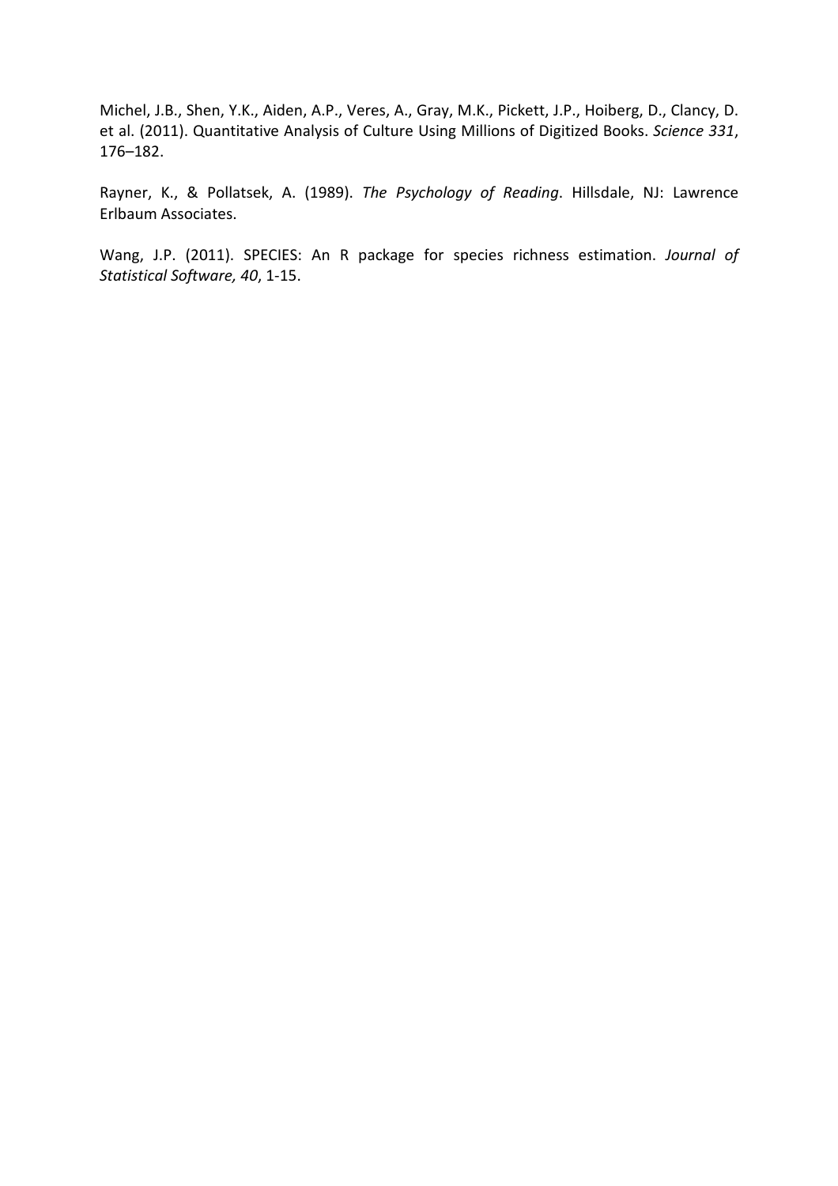Michel, J.B., Shen, Y.K., Aiden, A.P., Veres, A., Gray, M.K., Pickett, J.P., Hoiberg, D., Clancy, D. et al. (2011). Quantitative Analysis of Culture Using Millions of Digitized Books. *Science 331*, 176–182.

Rayner, K., & Pollatsek, A. (1989). *The Psychology of Reading*. Hillsdale, NJ: Lawrence Erlbaum Associates.

Wang, J.P. (2011). SPECIES: An R package for species richness estimation. *Journal of Statistical Software, 40*, 1-15.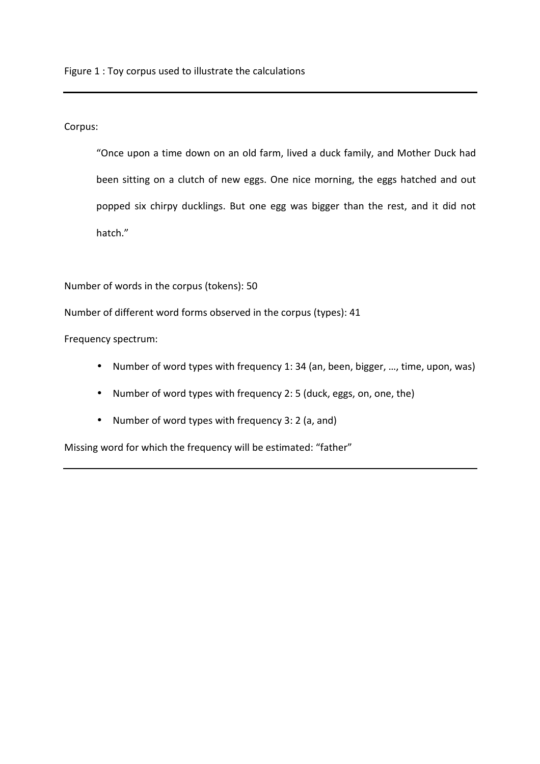Figure 1 : Toy corpus used to illustrate the calculations

---

Corpus:

> "Once upon a time down on an old farm, lived a duck family, and Mother Duck had been sitting on a clutch of new eggs. One nice morning, the eggs hatched and out popped six chirpy ducklings. But one egg was bigger than the rest, and it did not hatch."

Number of words in the corpus (tokens): 50

Number of different word forms observed in the corpus (types): 41

Frequency spectrum:

- Number of word types with frequency 1: 34 (an, been, bigger, …, time, upon, was)
- Number of word types with frequency 2: 5 (duck, eggs, on, one, the)
- Number of word types with frequency 3: 2 (a, and)

Missing word for which the frequency will be estimated: "father"

---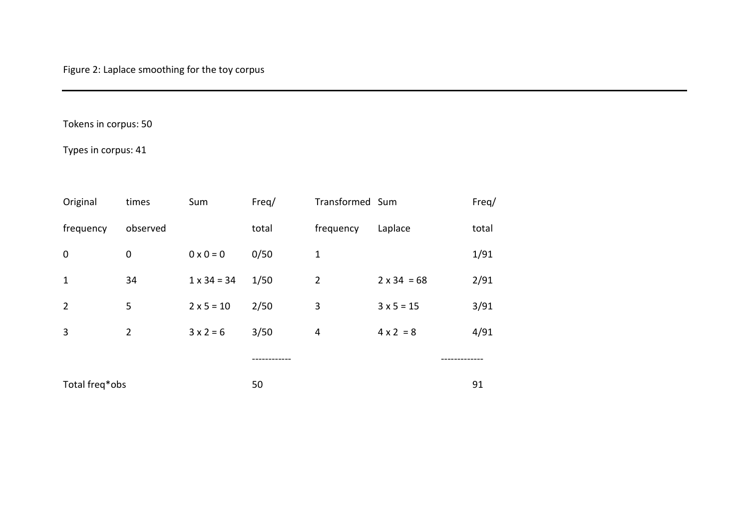Figure 2: Laplace smoothing for the toy corpus

---

Tokens in corpus: 50

Types in corpus: 41

| Original frequency | times observed | Sum | Freq/ total | Transformed frequency | Sum Laplace | Freq/ total |
|---|---|---|---|---|---|---|
| 0 | 0 | 0 x 0 = 0 | 0/50 | 1 | | 1/91 |
| 1 | 34 | 1 x 34 = 34 | 1/50 | 2 | 2 x 34 = 68 | 2/91 |
| 2 | 5 | 2 x 5 = 10 | 2/50 | 3 | 3 x 5 = 15 | 3/91 |
| 3 | 2 | 3 x 2 = 6 | 3/50 | 4 | 4 x 2 = 8 | 4/91 |
| | | | ------------ | | | ------------- |
| Total freq*obs | | | 50 | | | 91 |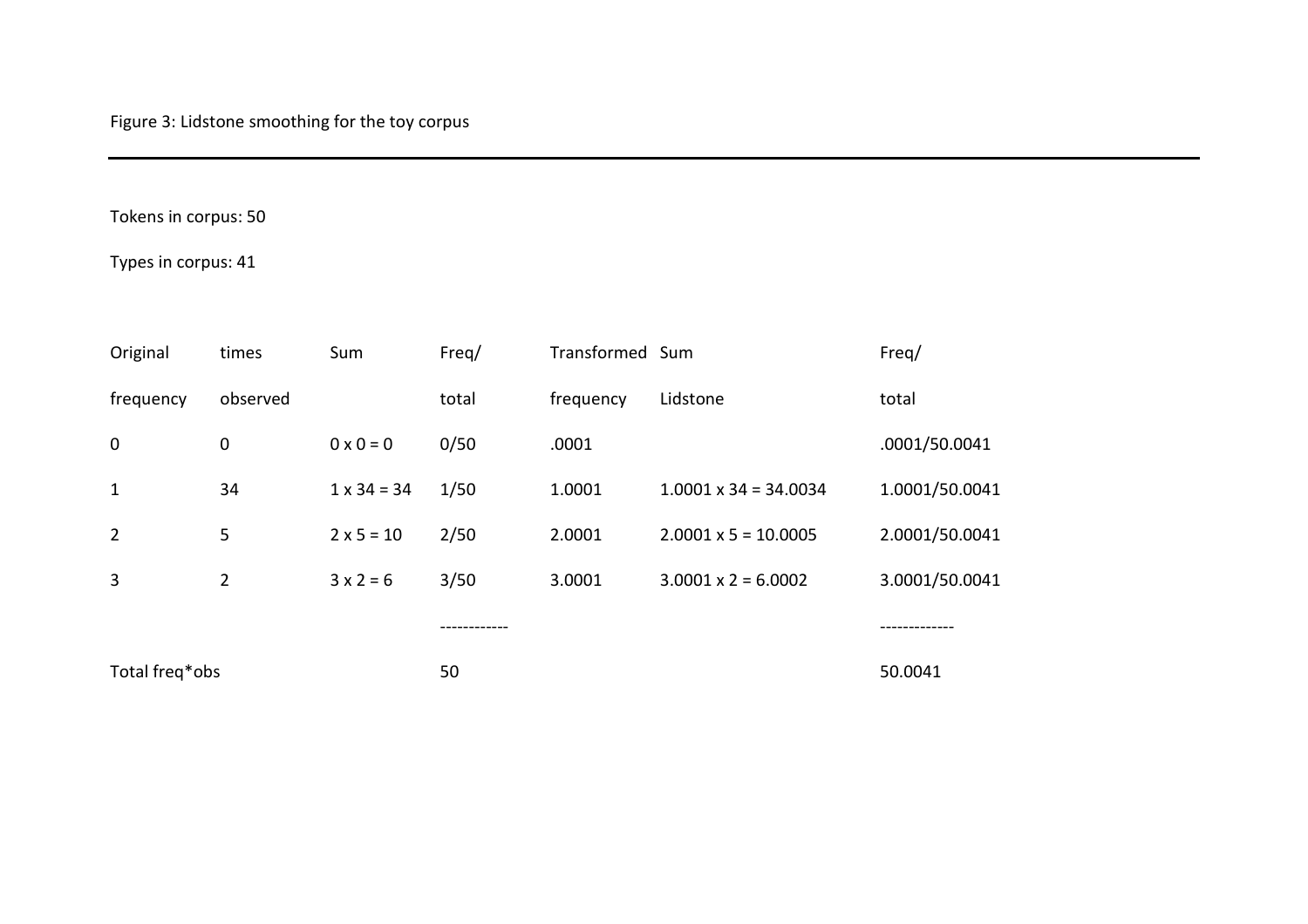Figure 3: Lidstone smoothing for the toy corpus

---

Tokens in corpus: 50

Types in corpus: 41

| Original frequency | times observed | Sum | Freq/ total | Transformed frequency | Sum Lidstone | Freq/ total |
|---|---|---|---|---|---|---|
| 0 | 0 | 0 x 0 = 0 | 0/50 | .0001 | | .0001/50.0041 |
| 1 | 34 | 1 x 34 = 34 | 1/50 | 1.0001 | 1.0001 x 34 = 34.0034 | 1.0001/50.0041 |
| 2 | 5 | 2 x 5 = 10 | 2/50 | 2.0001 | 2.0001 x 5 = 10.0005 | 2.0001/50.0041 |
| 3 | 2 | 3 x 2 = 6 | 3/50 | 3.0001 | 3.0001 x 2 = 6.0002 | 3.0001/50.0041 |
| | | | ------------ | | | ------------- |
| Total freq*obs | | | 50 | | | 50.0041 |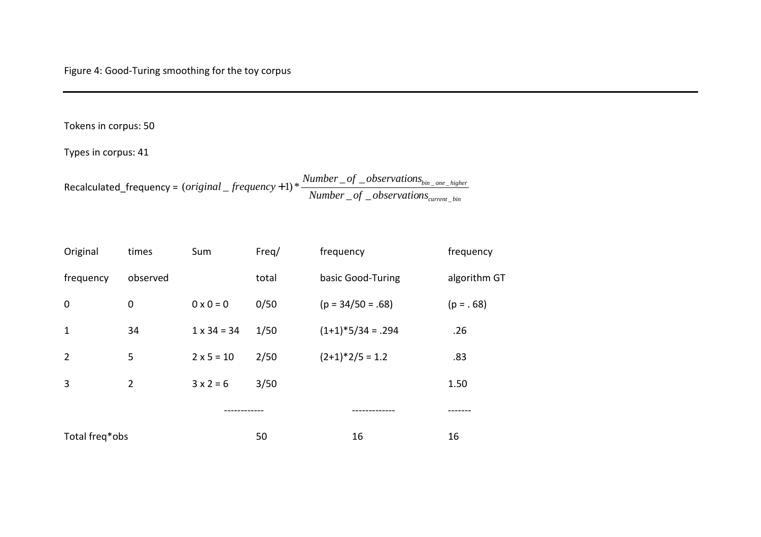Figure 4: Good-Turing smoothing for the toy corpus

---

Tokens in corpus: 50

Types in corpus: 41

Recalculated_frequency = $(original\_frequency + 1) * \frac{Number\_of\_observations_{bin\_one\_higher}}{Number\_of\_observations_{current\_bin}}$

| Original frequency | times observed | Sum | Freq/ total | frequency basic Good-Turing | frequency algorithm GT |
|---|---|---|---|---|---|
| 0 | 0 | 0 x 0 = 0 | 0/50 | (p = 34/50 = .68) | (p = . 68) |
| 1 | 34 | 1 x 34 = 34 | 1/50 | (1+1)*5/34 = .294 | .26 |
| 2 | 5 | 2 x 5 = 10 | 2/50 | (2+1)*2/5 = 1.2 | .83 |
| 3 | 2 | 3 x 2 = 6 | 3/50 | | 1.50 |
| | | ------------ | | ------------- | ------- |
| Total freq*obs | | | 50 | 16 | 16 |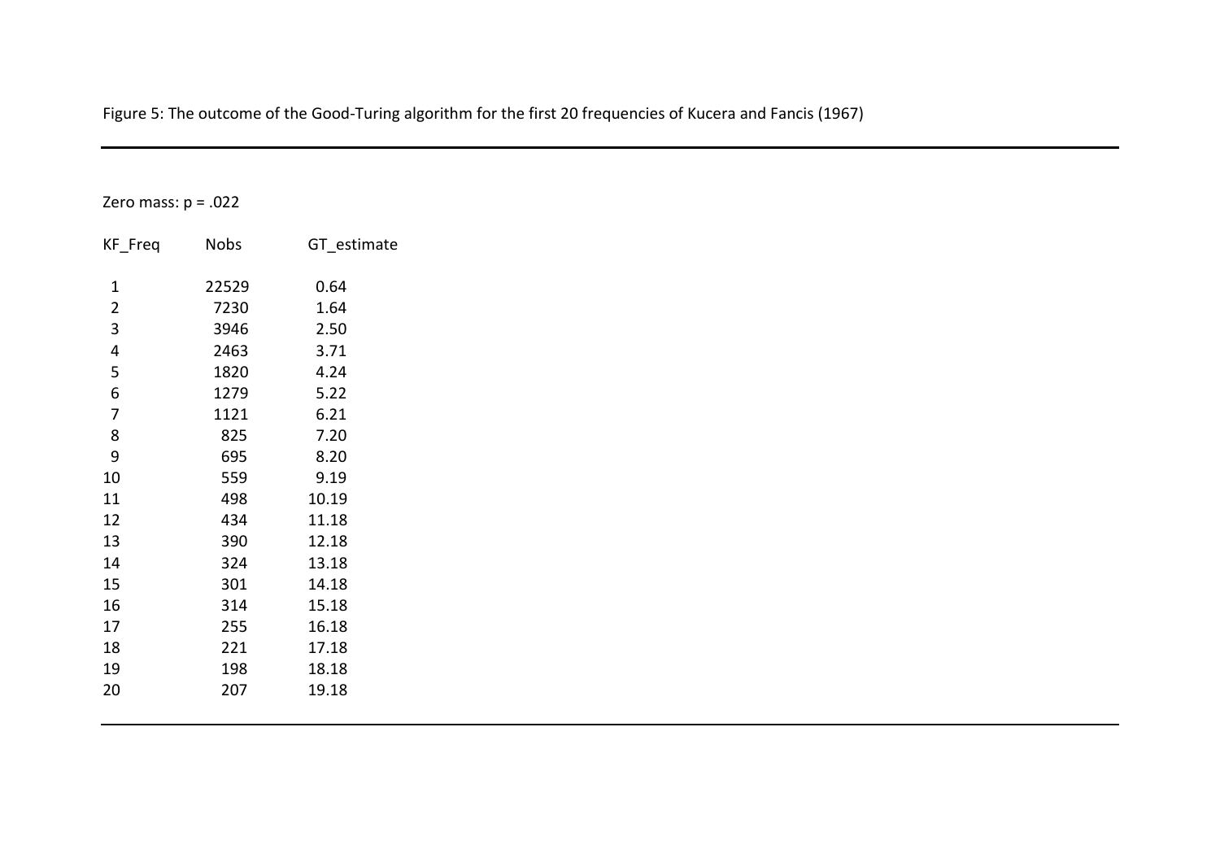Figure 5: The outcome of the Good-Turing algorithm for the first 20 frequencies of Kucera and Fancis (1967)

Zero mass: p = .022

| KF_Freq | Nobs | GT_estimate |
|---|---|---|
| 1 | 22529 | 0.64 |
| 2 | 7230 | 1.64 |
| 3 | 3946 | 2.50 |
| 4 | 2463 | 3.71 |
| 5 | 1820 | 4.24 |
| 6 | 1279 | 5.22 |
| 7 | 1121 | 6.21 |
| 8 | 825 | 7.20 |
| 9 | 695 | 8.20 |
| 10 | 559 | 9.19 |
| 11 | 498 | 10.19 |
| 12 | 434 | 11.18 |
| 13 | 390 | 12.18 |
| 14 | 324 | 13.18 |
| 15 | 301 | 14.18 |
| 16 | 314 | 15.18 |
| 17 | 255 | 16.18 |
| 18 | 221 | 17.18 |
| 19 | 198 | 18.18 |
| 20 | 207 | 19.18 |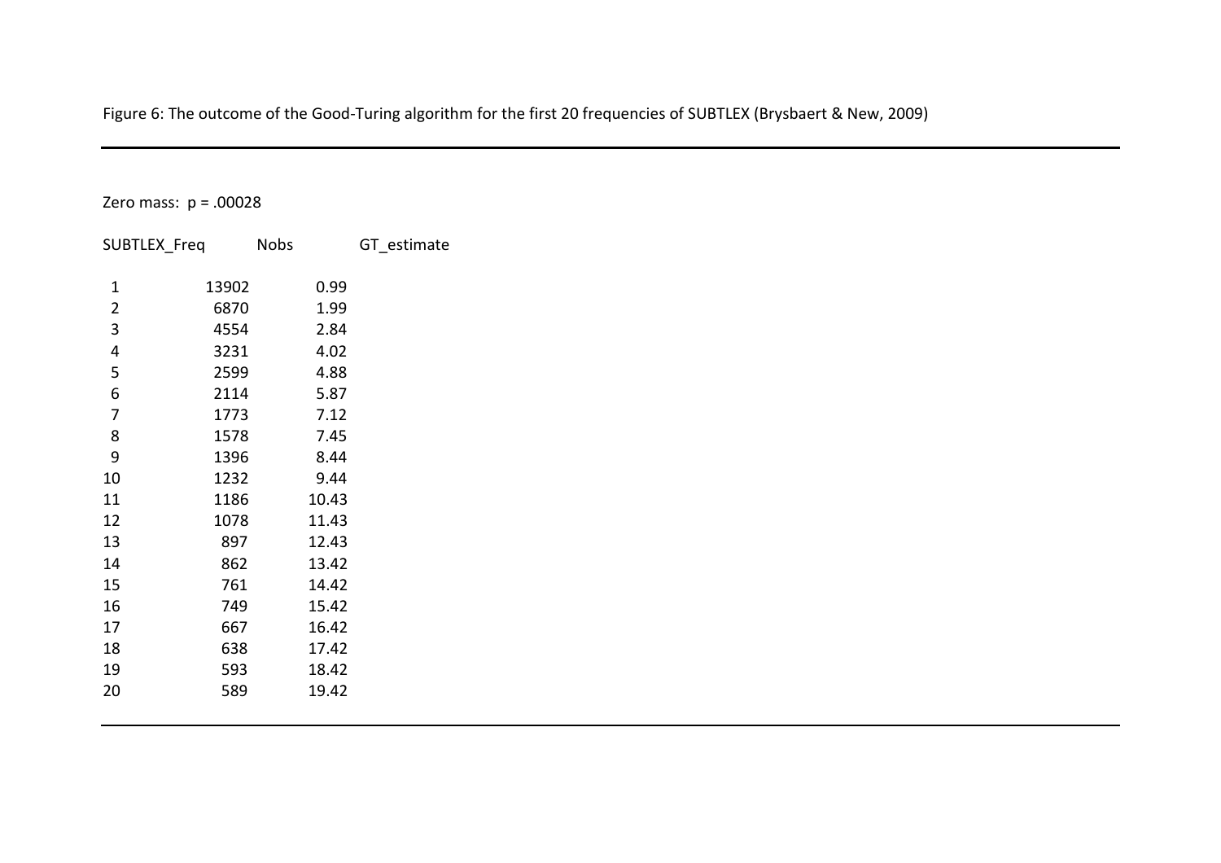Figure 6: The outcome of the Good-Turing algorithm for the first 20 frequencies of SUBTLEX (Brysbaert & New, 2009)

Zero mass: p = .00028

| SUBTLEX_Freq | Nobs | GT_estimate |
|---|---|---|
| 1 | 13902 | 0.99 |
| 2 | 6870 | 1.99 |
| 3 | 4554 | 2.84 |
| 4 | 3231 | 4.02 |
| 5 | 2599 | 4.88 |
| 6 | 2114 | 5.87 |
| 7 | 1773 | 7.12 |
| 8 | 1578 | 7.45 |
| 9 | 1396 | 8.44 |
| 10 | 1232 | 9.44 |
| 11 | 1186 | 10.43 |
| 12 | 1078 | 11.43 |
| 13 | 897 | 12.43 |
| 14 | 862 | 13.42 |
| 15 | 761 | 14.42 |
| 16 | 749 | 15.42 |
| 17 | 667 | 16.42 |
| 18 | 638 | 17.42 |
| 19 | 593 | 18.42 |
| 20 | 589 | 19.42 |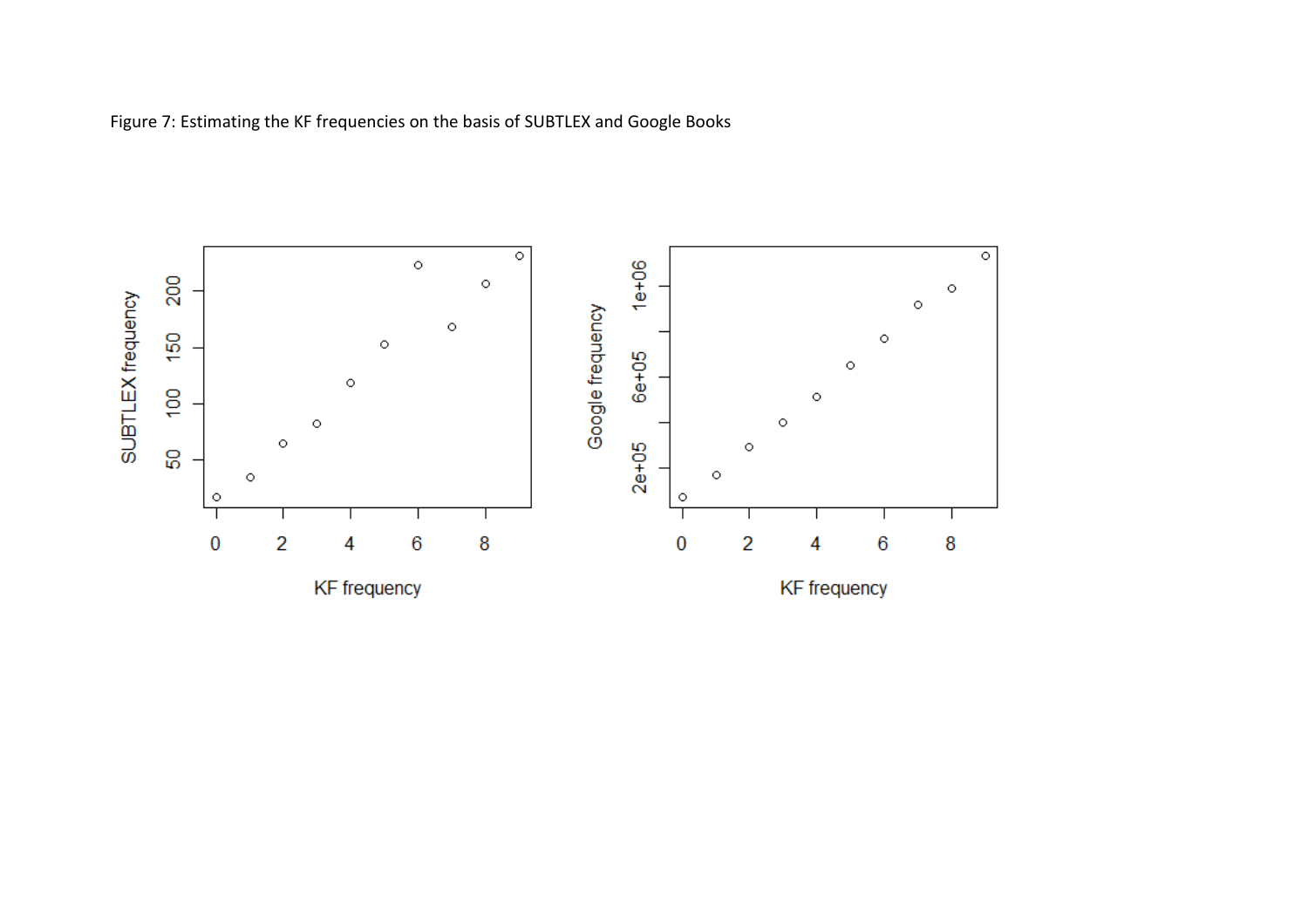Figure 7: Estimating the KF frequencies on the basis of SUBTLEX and Google Books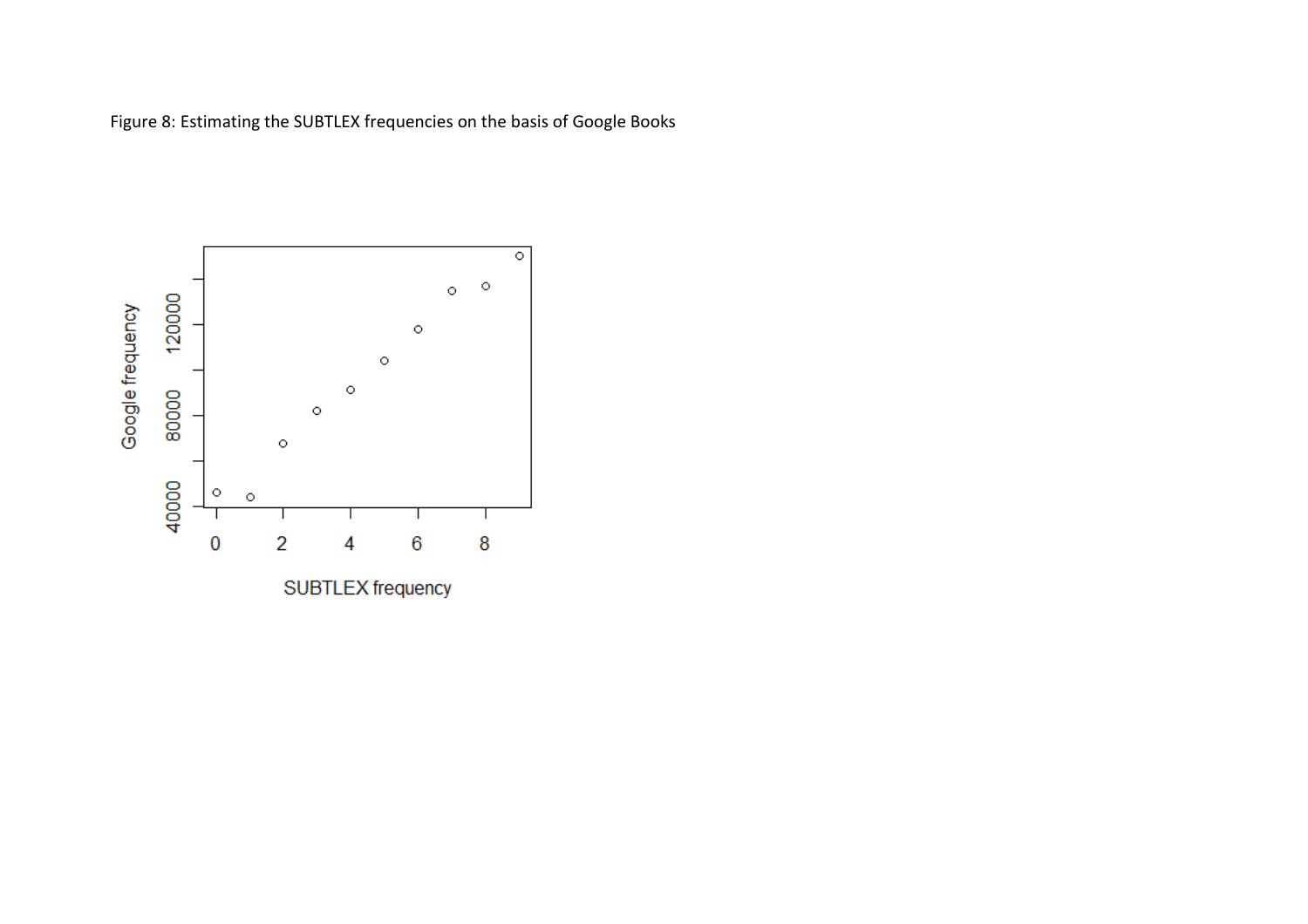Figure 8: Estimating the SUBTLEX frequencies on the basis of Google Books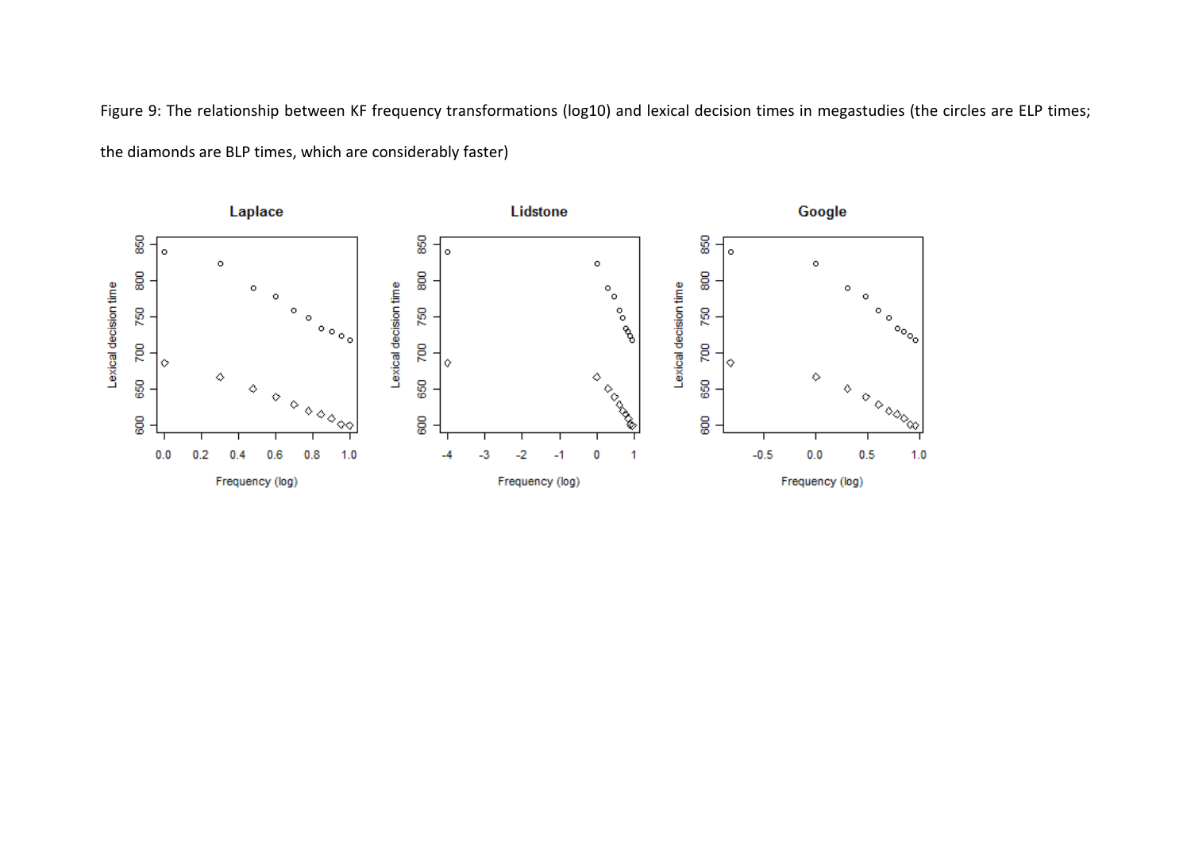Figure 9: The relationship between KF frequency transformations (log10) and lexical decision times in megastudies (the circles are ELP times; the diamonds are BLP times, which are considerably faster)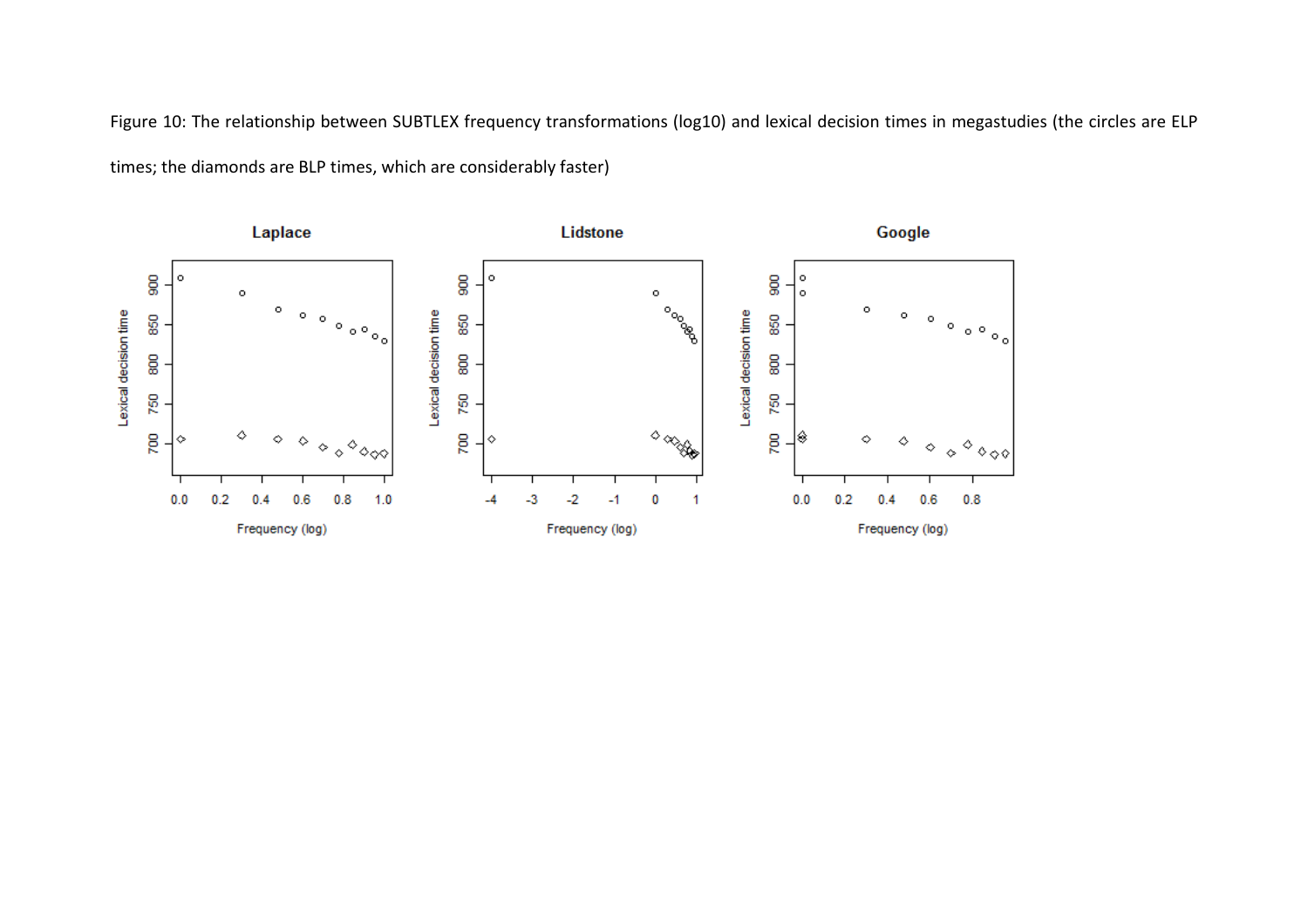Figure 10: The relationship between SUBTLEX frequency transformations (log10) and lexical decision times in megastudies (the circles are ELP times; the diamonds are BLP times, which are considerably faster)

Laplace

Lexical decision time

700
750
800
850
900

0.0
0.2
0.4
0.6
0.8
1.0

Frequency (log)

Lidstone

Lexical decision time

700
750
800
850
900

-4
-3
-2
-1
0
1

Frequency (log)

Google

Lexical decision time

700
750
800
850
900

0.0
0.2
0.4
0.6
0.8

Frequency (log)